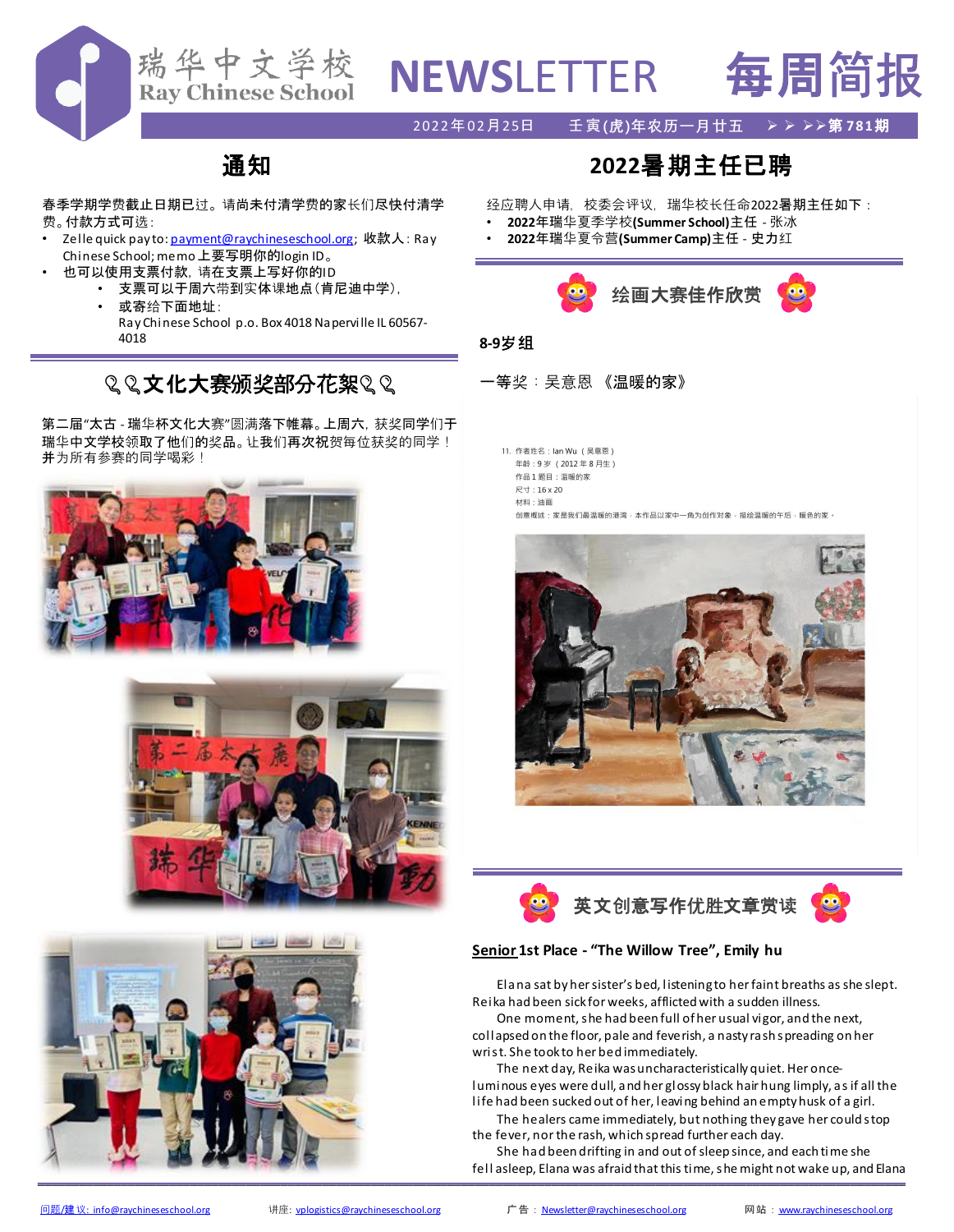# 瑞华中文学校 Ray Chinese School NEWSLETTER 每周简报

2022年02月25日　壬寅(虎)年农历一月廿五　第781期

## 通知

春季学期学费截止日期已过。请尚未付清学费的家长们尽快付清学费。付款方式可选：

- Zelle quick pay to: payment@raychineseschool.org；收款人：Ray Chinese School; memo上要写明你的login ID。
- 也可以使用支票付款，请在支票上写好你的ID
  - 支票可以于周六带到实体课地点（肯尼迪中学），
  - 或寄给下面地址：
    Ray Chinese School p.o. Box 4018 Naperville IL 60567-4018

## 文化大赛颁奖部分花絮

第二届"太古 - 瑞华杯文化大赛"圆满落下帷幕。上周六，获奖同学们于瑞华中文学校领取了他们的奖品。让我们再次祝贺每位获奖的同学！并为所有参赛的同学喝彩！

## 2022暑期主任已聘

经应聘人申请，校委会评议，瑞华校长任命2022暑期主任如下：

- **2022年瑞华夏季学校(Summer School)主任** - 张冰
- **2022年瑞华夏令营(Summer Camp)主任** - 史力红

## 绘画大赛佳作欣赏

**8-9岁组**

一等奖：吴意恩《温暖的家》

11. 作者姓名：Ian Wu（吴意恩）
年龄：9岁（2012年8月生）
作品1题目：温暖的家
尺寸：16 x 20
材料：油画
创意概述：家是我们最温暖的港湾，本作品以家中一角为创作对象，描绘温暖的午后，暖色的家。

## 英文创意写作优胜文章赏读

**Senior 1st Place - "The Willow Tree", Emily hu**

Elana sat by her sister's bed, listening to her faint breaths as she slept. Reika had been sick for weeks, afflicted with a sudden illness.

One moment, she had been full of her usual vigor, and the next, collapsed on the floor, pale and feverish, a nasty rash spreading on her wrist. She took to her bed immediately.

The next day, Reika was uncharacteristically quiet. Her once-luminous eyes were dull, and her glossy black hair hung limply, as if all the life had been sucked out of her, leaving behind an empty husk of a girl.

The healers came immediately, but nothing they gave her could stop the fever, nor the rash, which spread further each day.

She had been drifting in and out of sleep since, and each time she fell asleep, Elana was afraid that this time, she might not wake up, and Elana

问题/建议: info@raychineseschool.org　讲座: vplogistics@raychineseschool.org　广告：Newsletter@raychineseschool.org　网站：www.raychineseschool.org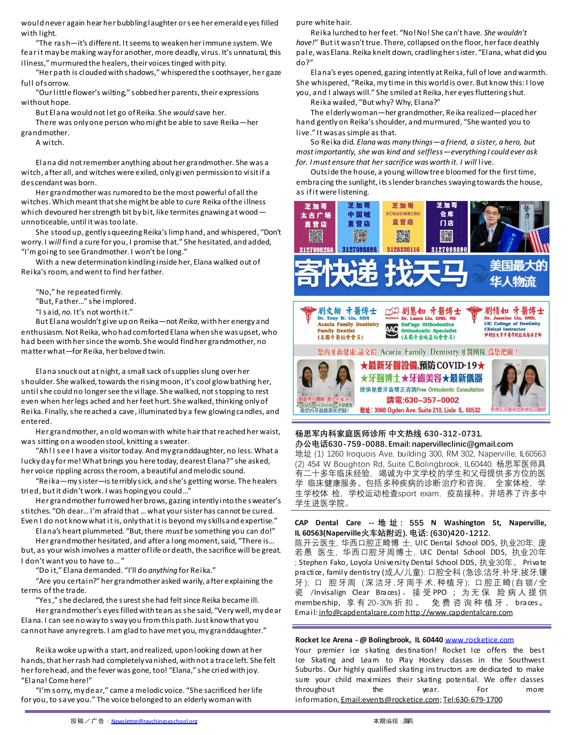would never again hear her bubbling laughter or see her emerald eyes filled with light.

"The rash—it's different. It seems to weaken her immune system. We fear it may be making way for another, more deadly, virus. It's unnatural, this illness," murmured the healers, their voices tinged with pity.

"Her path is clouded with shadows," whispered the soothsayer, her gaze full of sorrow.

"Our little flower's wilting," sobbed her parents, their expressions without hope.

But Elana would not let go of Reika. She *would* save her.

There was only one person who might be able to save Reika—her grandmother.

A witch.

Elana did not remember anything about her grandmother. She was a witch, after all, and witches were exiled, only given permission to visit if a descendant was born.

Her grandmother was rumored to be the most powerful of all the witches. Which meant that she might be able to cure Reika of the illness which devoured her strength bit by bit, like termites gnawing at wood—unnoticeable, until it was too late.

She stood up, gently squeezing Reika's limp hand, and whispered, "Don't worry. I *will* find a cure for you, I promise that." She hesitated, and added, "I'm going to see Grandmother. I won't be long."

With a new determination kindling inside her, Elana walked out of Reika's room, and went to find her father.

"No," he repeated firmly.

"But, Father..." she implored.

"I said, *no.* It's not worth it."

But Elana wouldn't give up on Reika—not *Reika*, with her energy and enthusiasm. Not Reika, who had comforted Elana when she was upset, who had been with her since the womb. She would find her grandmother, no matter what—for Reika, her beloved twin.

Elana snuck out at night, a small sack of supplies slung over her shoulder. She walked, towards the rising moon, it's cool glow bathing her, until she could no longer see the village. She walked, not stopping to rest even when her legs ached and her feet hurt. She walked, thinking only of Reika. Finally, she reached a cave, illuminated by a few glowing candles, and entered.

Her grandmother, an old woman with white hair that reached her waist, was sitting on a wooden stool, knitting a sweater.

"Ah! I see I have a visitor today. And my granddaughter, no less. What a lucky day for me! What brings you here today, dearest Elana?" she asked, her voice rippling across the room, a beautiful and melodic sound.

"Reika—my sister—is terribly sick, and she's getting worse. The healers tried, but it didn't work. I was hoping you could..."

Her grandmother furrowed her brows, gazing intently into the sweater's stitches. "Oh dear... I'm afraid that ... what your sister has cannot be cured. Even I do not know what it is, only that it is beyond my skills and expertise."

Elana's heart plummeted. "But, there *must* be something you can do!"

Her grandmother hesitated, and after a long moment, said, "There is... but, as your wish involves a matter of life or death, the sacrifice will be great. I don't want you to have to..."

"Do it," Elana demanded. "I'll do *anything* for Reika."

"Are you certain?" her grandmother asked warily, after explaining the terms of the trade.

"Yes," she declared, the surest she had felt since Reika became ill.

Her grandmother's eyes filled with tears as she said, "Very well, my dear Elana. I can see no way to sway you from this path. Just know that you cannot have any regrets. I am glad to have met you, my granddaughter."

Reika woke up with a start, and realized, upon looking down at her hands, that her rash had completely vanished, with not a trace left. She felt her forehead, and the fever was gone, too! "Elana," she cried with joy. "Elana! Come here!"

"I'm sorry, my dear," came a melodic voice. "She sacrificed her life for you, to save you." The voice belonged to an elderly woman with pure white hair.

Reika lurched to her feet. "No! No! She can't have. *She wouldn't have!*" But it wasn't true. There, collapsed on the floor, her face deathly pale, was Elana. Reika knelt down, cradling her sister. "Elana, what did you do?"

Elana's eyes opened, gazing intently at Reika, full of love and warmth. She whispered, "Reika, my time in this world is over. But know this: I love you, and I always will." She smiled at Reika, her eyes fluttering shut.

Reika wailed, "But why? Why, Elana?"

The elderly woman—her grandmother, Reika realized—placed her hand gently on Reika's shoulder, and murmured, "She wanted you to live." It was as simple as that.

So Reika did. *Elana was many things—a friend, a sister, a hero, but most importantly, she was kind and selfless—everything I could ever ask for. I must ensure that her sacrifice was worth it. I will* live.

Outside the house, a young willow tree bloomed for the first time, embracing the sunlight, its slender branches swaying towards the house, as if it were listening.

芝加哥太古广场直营店 3127098288 | 芝加哥中国城直营店 3127098898 | 芝加哥 SCHAUMBURG 直营店 3128330116 | 芝加哥仓库门店 3127098890

寄快递 找天马 美国最大的华人物流

劉文翰 牙醫博士 Dr. Tony W. Liu, DDS Acacia Family Dentistry Family Dentist (美國牙醫協會會員)

劉慧如 牙醫博士 Dr. Laura Liu, DMD, MS DuPage Orthodontics Orthodontic Specialist (美國牙齒矯正協會會員)

劉倩如 牙醫博士 Dr. Jasmine Liu, DMD, UIC College of Dentistry Clinical Instructor 伊利諾大學牙醫學院臨床指導老師

您的牙齒健康,請交給 Acacia Family Dentistry 牙醫團隊,爲您把關!

★最新牙醫設備,預防COVID-19★
★牙醫博士★牙齒美容★最新儀器
提供免費牙齒矯正咨詢 Free Orthodontic Consultation
請電:630–357–0002
地址: 3060 Ogden Ave. Suite 210, Lisle IL. 60532

最優秀的團隊,最佳的組合! Acacia Family Dentistry 牙醫團隊 爲您的牙齒健康來把關!

**杨思军内科家庭医师诊所 中文热线 630-312-0731. 办公电话630-759-0088. Email: napervilleclinic@gmail.com**
地址 (1) 1260 Iroquois Ave, building 300, RM 302, Naperville, IL60563 (2) 454 W Boughton Rd, Suite C,Bolingbrook, IL60440. 杨思军医师具有二十多年临床经验, 竭诚为中文学校的学生和父母提供多方位的医学 临床健康服务。包括多种疾病的诊断治疗和咨询, 全家体检, 学生学校体 检, 学校运动检查sport exam, 疫苗接种。并培养了许多中学生进医学院。

**CAP Dental Care -- 地 址: 555 N Washington St, Naperville, IL 60563(Naperville火车站附近). 电话: (630)420-1212.**
陈开云医生, 华西口腔正畸博 士, UIC Dental School DDS, 执业20年; 庞若愚 医生, 华西口腔牙周博士, UIC Dental School DDS, 执业20年; Stephen Fako, Loyola University Dental School DDS, 执业30年。Private practice, family dentistry (成人/儿童): 口腔全科 (急诊,洁牙,补牙,拔牙,镶牙); 口 腔牙周 (深洁牙,牙周手术,种植牙); 口腔正畸(自锁/全瓷 /Invisalign Clear Braces)。接 受 PPO ; 为无保 险病人提供membership, 享有20-30%折扣。 免费咨询种植牙、braces。Email: info@capdentalcare.com http://www.capdentalcare.com

**Rocket Ice Arena - @ Bolingbrook, IL 60440** www.rocketice.com
Your premier ice skating destination! Rocket Ice offers the best Ice Skating and Learn to Play Hockey classes in the Southwest Suburbs. Our highly qualified skating instructors are dedicated to make sure your child maximizes their skating potential. We offer classes throughout the year. For more information, Email:events@rocketice.com; Tel:630-679-1700

投稿/广告: Newsletter@raychineseschool.org

本期编辑: 高莉